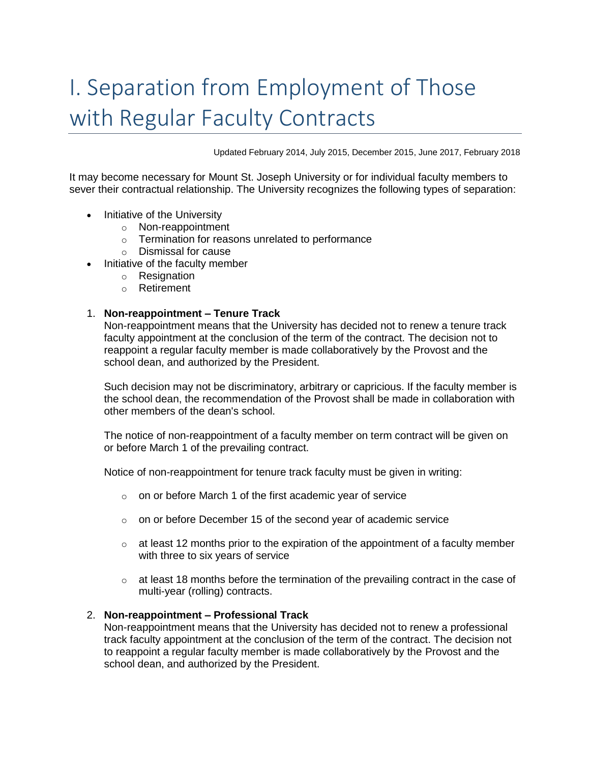# I. Separation from Employment of Those with Regular Faculty Contracts

Updated February 2014, July 2015, December 2015, June 2017, February 2018

It may become necessary for Mount St. Joseph University or for individual faculty members to sever their contractual relationship. The University recognizes the following types of separation:

- Initiative of the University
  - Non-reappointment
  - Termination for reasons unrelated to performance
  - Dismissal for cause
- Initiative of the faculty member
  - Resignation
  - Retirement

1. **Non-reappointment – Tenure Track**
   Non-reappointment means that the University has decided not to renew a tenure track faculty appointment at the conclusion of the term of the contract. The decision not to reappoint a regular faculty member is made collaboratively by the Provost and the school dean, and authorized by the President.

   Such decision may not be discriminatory, arbitrary or capricious. If the faculty member is the school dean, the recommendation of the Provost shall be made in collaboration with other members of the dean's school.

   The notice of non-reappointment of a faculty member on term contract will be given on or before March 1 of the prevailing contract.

   Notice of non-reappointment for tenure track faculty must be given in writing:

   - on or before March 1 of the first academic year of service
   - on or before December 15 of the second year of academic service
   - at least 12 months prior to the expiration of the appointment of a faculty member with three to six years of service
   - at least 18 months before the termination of the prevailing contract in the case of multi-year (rolling) contracts.

2. **Non-reappointment – Professional Track**
   Non-reappointment means that the University has decided not to renew a professional track faculty appointment at the conclusion of the term of the contract. The decision not to reappoint a regular faculty member is made collaboratively by the Provost and the school dean, and authorized by the President.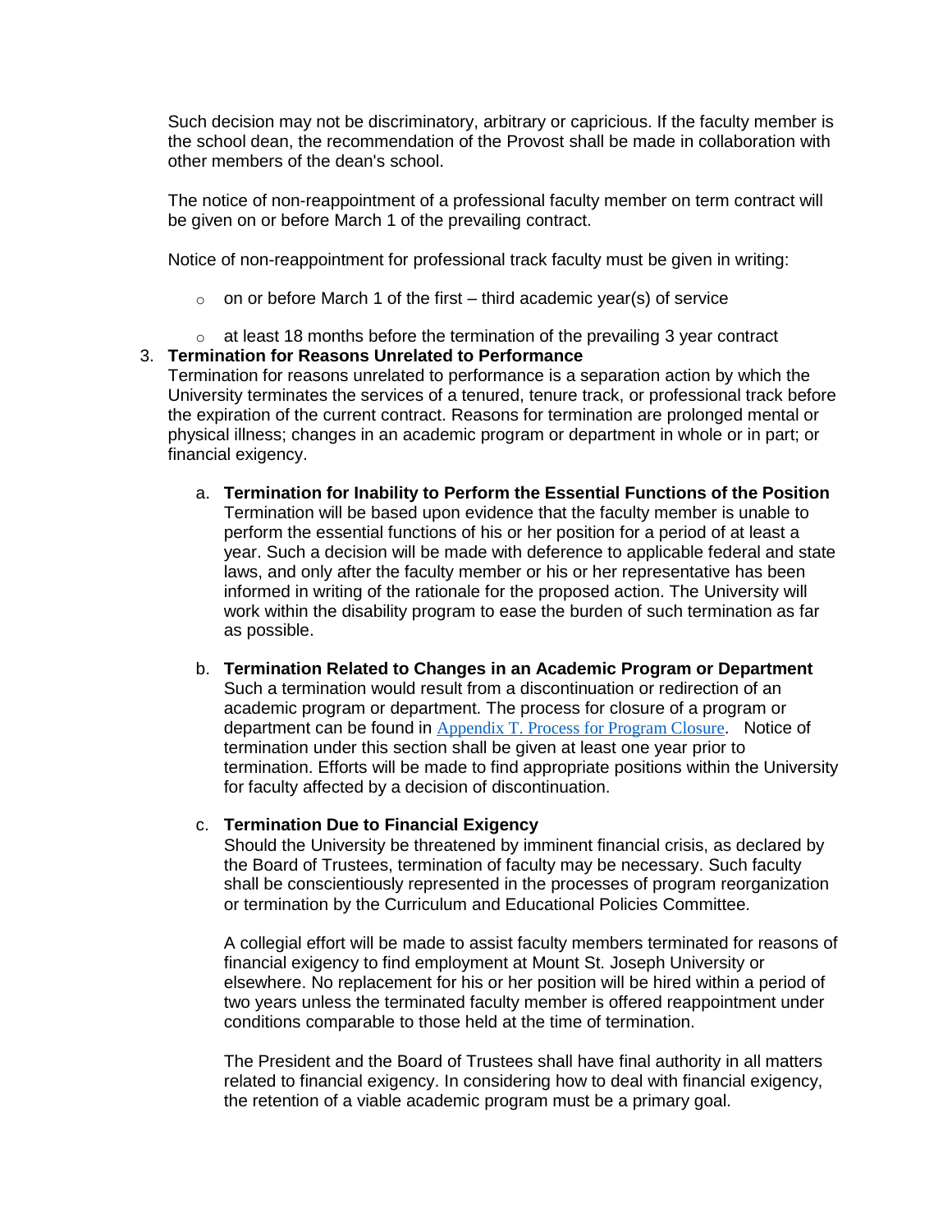Such decision may not be discriminatory, arbitrary or capricious. If the faculty member is the school dean, the recommendation of the Provost shall be made in collaboration with other members of the dean's school.

The notice of non-reappointment of a professional faculty member on term contract will be given on or before March 1 of the prevailing contract.

Notice of non-reappointment for professional track faculty must be given in writing:

- on or before March 1 of the first – third academic year(s) of service
- at least 18 months before the termination of the prevailing 3 year contract

3. **Termination for Reasons Unrelated to Performance**
   Termination for reasons unrelated to performance is a separation action by which the University terminates the services of a tenured, tenure track, or professional track before the expiration of the current contract. Reasons for termination are prolonged mental or physical illness; changes in an academic program or department in whole or in part; or financial exigency.

   a. **Termination for Inability to Perform the Essential Functions of the Position**
   Termination will be based upon evidence that the faculty member is unable to perform the essential functions of his or her position for a period of at least a year. Such a decision will be made with deference to applicable federal and state laws, and only after the faculty member or his or her representative has been informed in writing of the rationale for the proposed action. The University will work within the disability program to ease the burden of such termination as far as possible.

   b. **Termination Related to Changes in an Academic Program or Department**
   Such a termination would result from a discontinuation or redirection of an academic program or department. The process for closure of a program or department can be found in Appendix T. Process for Program Closure. Notice of termination under this section shall be given at least one year prior to termination. Efforts will be made to find appropriate positions within the University for faculty affected by a decision of discontinuation.

   c. **Termination Due to Financial Exigency**
   Should the University be threatened by imminent financial crisis, as declared by the Board of Trustees, termination of faculty may be necessary. Such faculty shall be conscientiously represented in the processes of program reorganization or termination by the Curriculum and Educational Policies Committee.

   A collegial effort will be made to assist faculty members terminated for reasons of financial exigency to find employment at Mount St. Joseph University or elsewhere. No replacement for his or her position will be hired within a period of two years unless the terminated faculty member is offered reappointment under conditions comparable to those held at the time of termination.

   The President and the Board of Trustees shall have final authority in all matters related to financial exigency. In considering how to deal with financial exigency, the retention of a viable academic program must be a primary goal.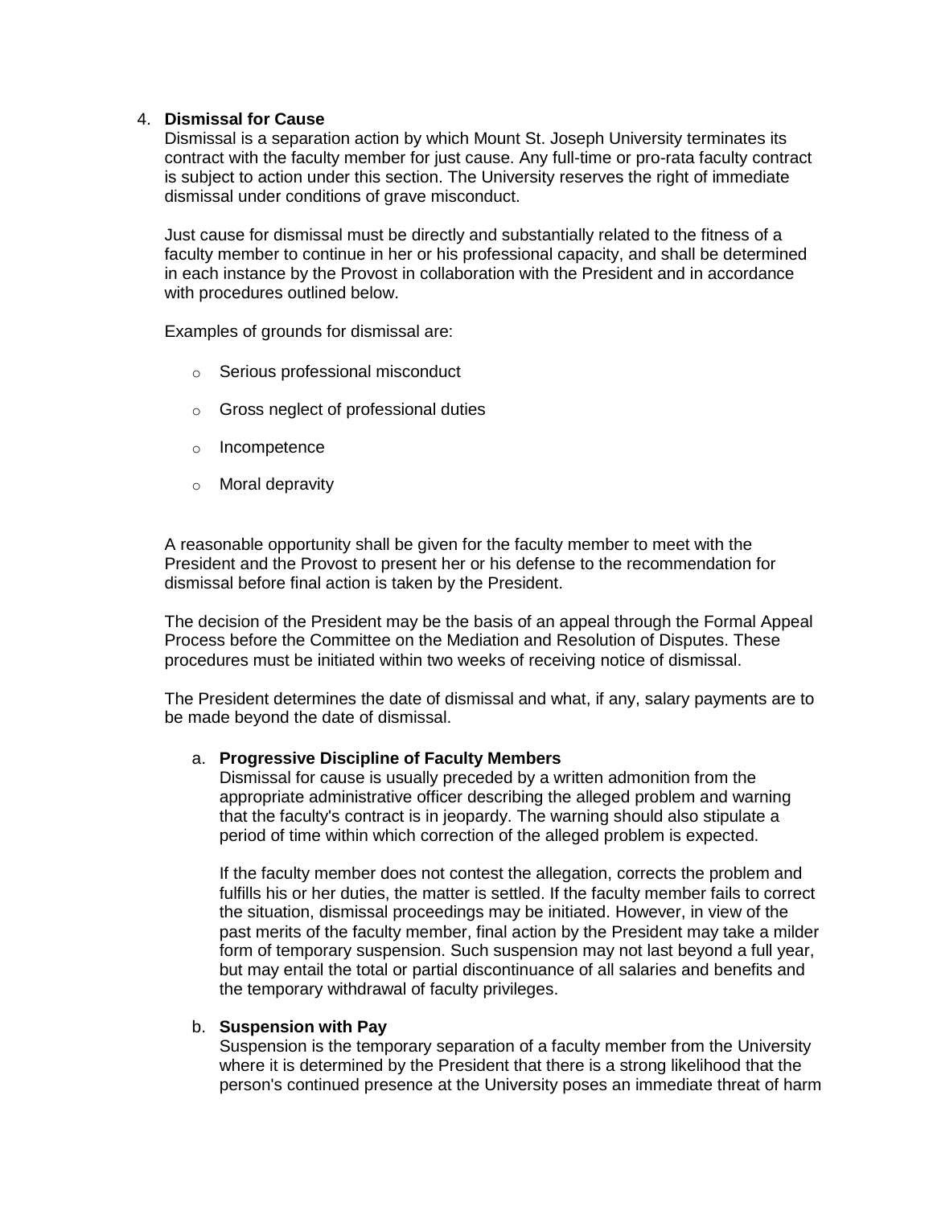4. **Dismissal for Cause**

   Dismissal is a separation action by which Mount St. Joseph University terminates its contract with the faculty member for just cause. Any full-time or pro-rata faculty contract is subject to action under this section. The University reserves the right of immediate dismissal under conditions of grave misconduct.

   Just cause for dismissal must be directly and substantially related to the fitness of a faculty member to continue in her or his professional capacity, and shall be determined in each instance by the Provost in collaboration with the President and in accordance with procedures outlined below.

   Examples of grounds for dismissal are:

   - Serious professional misconduct
   - Gross neglect of professional duties
   - Incompetence
   - Moral depravity

   A reasonable opportunity shall be given for the faculty member to meet with the President and the Provost to present her or his defense to the recommendation for dismissal before final action is taken by the President.

   The decision of the President may be the basis of an appeal through the Formal Appeal Process before the Committee on the Mediation and Resolution of Disputes. These procedures must be initiated within two weeks of receiving notice of dismissal.

   The President determines the date of dismissal and what, if any, salary payments are to be made beyond the date of dismissal.

   a. **Progressive Discipline of Faculty Members**

      Dismissal for cause is usually preceded by a written admonition from the appropriate administrative officer describing the alleged problem and warning that the faculty's contract is in jeopardy. The warning should also stipulate a period of time within which correction of the alleged problem is expected.

      If the faculty member does not contest the allegation, corrects the problem and fulfills his or her duties, the matter is settled. If the faculty member fails to correct the situation, dismissal proceedings may be initiated. However, in view of the past merits of the faculty member, final action by the President may take a milder form of temporary suspension. Such suspension may not last beyond a full year, but may entail the total or partial discontinuance of all salaries and benefits and the temporary withdrawal of faculty privileges.

   b. **Suspension with Pay**

      Suspension is the temporary separation of a faculty member from the University where it is determined by the President that there is a strong likelihood that the person's continued presence at the University poses an immediate threat of harm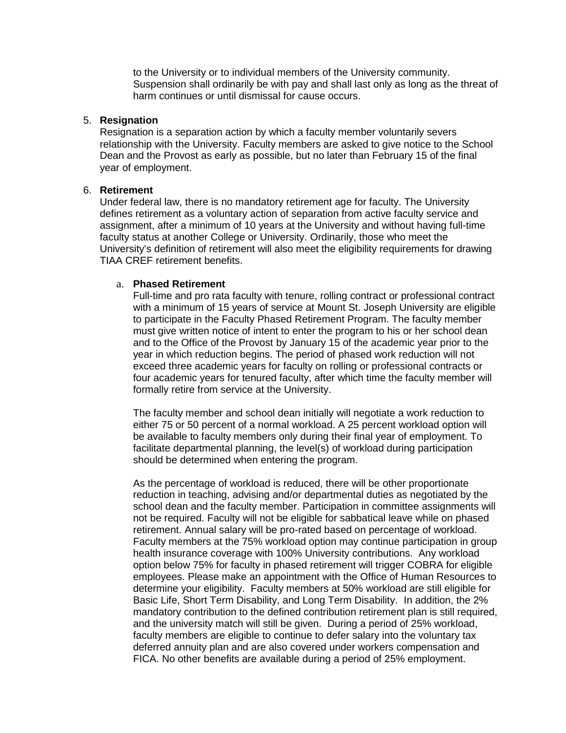to the University or to individual members of the University community. Suspension shall ordinarily be with pay and shall last only as long as the threat of harm continues or until dismissal for cause occurs.

5. **Resignation**
   Resignation is a separation action by which a faculty member voluntarily severs relationship with the University. Faculty members are asked to give notice to the School Dean and the Provost as early as possible, but no later than February 15 of the final year of employment.

6. **Retirement**
   Under federal law, there is no mandatory retirement age for faculty. The University defines retirement as a voluntary action of separation from active faculty service and assignment, after a minimum of 10 years at the University and without having full-time faculty status at another College or University. Ordinarily, those who meet the University's definition of retirement will also meet the eligibility requirements for drawing TIAA CREF retirement benefits.

   a. **Phased Retirement**
      Full-time and pro rata faculty with tenure, rolling contract or professional contract with a minimum of 15 years of service at Mount St. Joseph University are eligible to participate in the Faculty Phased Retirement Program. The faculty member must give written notice of intent to enter the program to his or her school dean and to the Office of the Provost by January 15 of the academic year prior to the year in which reduction begins. The period of phased work reduction will not exceed three academic years for faculty on rolling or professional contracts or four academic years for tenured faculty, after which time the faculty member will formally retire from service at the University.

      The faculty member and school dean initially will negotiate a work reduction to either 75 or 50 percent of a normal workload. A 25 percent workload option will be available to faculty members only during their final year of employment. To facilitate departmental planning, the level(s) of workload during participation should be determined when entering the program.

      As the percentage of workload is reduced, there will be other proportionate reduction in teaching, advising and/or departmental duties as negotiated by the school dean and the faculty member. Participation in committee assignments will not be required. Faculty will not be eligible for sabbatical leave while on phased retirement. Annual salary will be pro-rated based on percentage of workload. Faculty members at the 75% workload option may continue participation in group health insurance coverage with 100% University contributions. Any workload option below 75% for faculty in phased retirement will trigger COBRA for eligible employees. Please make an appointment with the Office of Human Resources to determine your eligibility. Faculty members at 50% workload are still eligible for Basic Life, Short Term Disability, and Long Term Disability. In addition, the 2% mandatory contribution to the defined contribution retirement plan is still required, and the university match will still be given. During a period of 25% workload, faculty members are eligible to continue to defer salary into the voluntary tax deferred annuity plan and are also covered under workers compensation and FICA. No other benefits are available during a period of 25% employment.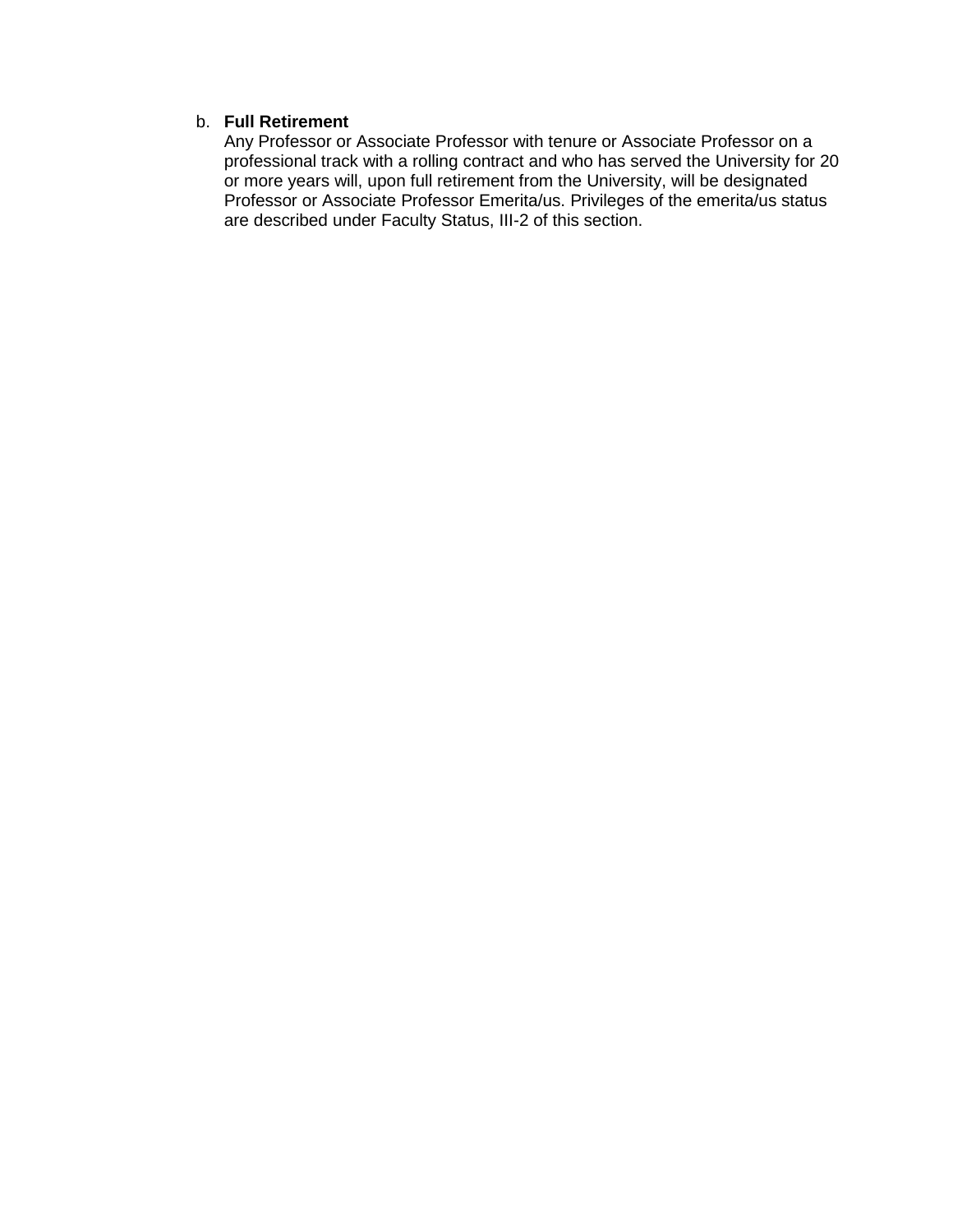b. **Full Retirement**
   Any Professor or Associate Professor with tenure or Associate Professor on a professional track with a rolling contract and who has served the University for 20 or more years will, upon full retirement from the University, will be designated Professor or Associate Professor Emerita/us. Privileges of the emerita/us status are described under Faculty Status, III-2 of this section.